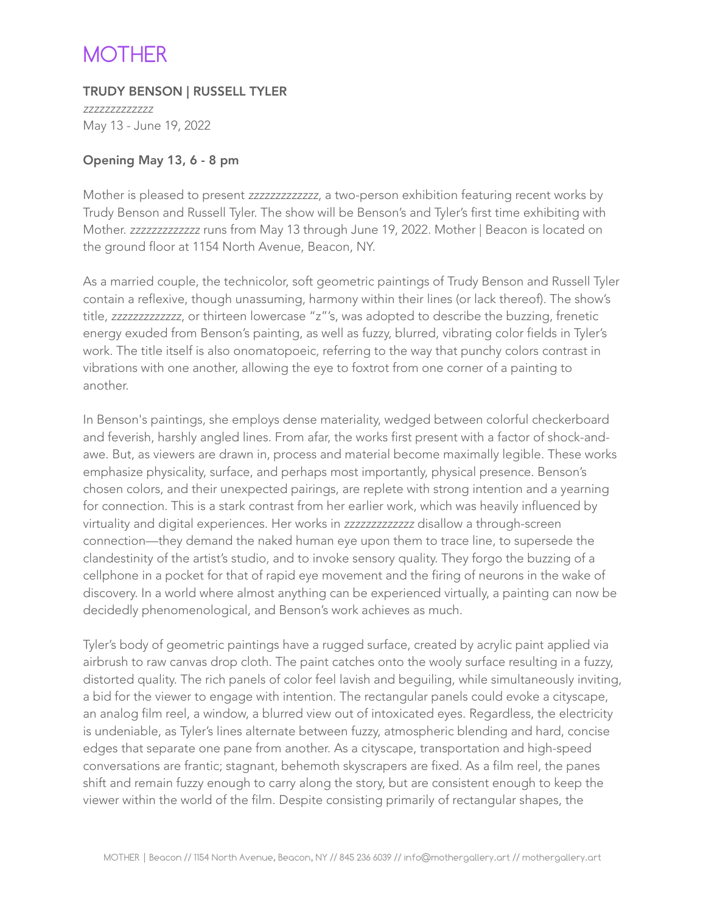# MOTHER

**TRUDY BENSON | RUSSELL TYLER**

*zzzzzzzzzzzzz*

May 13 - June 19, 2022

**Opening May 13, 6 - 8 pm**

Mother is pleased to present *zzzzzzzzzzzzz*, a two-person exhibition featuring recent works by Trudy Benson and Russell Tyler. The show will be Benson's and Tyler's first time exhibiting with Mother. *zzzzzzzzzzzzz* runs from May 13 through June 19, 2022. Mother | Beacon is located on the ground floor at 1154 North Avenue, Beacon, NY.

As a married couple, the technicolor, soft geometric paintings of Trudy Benson and Russell Tyler contain a reflexive, though unassuming, harmony within their lines (or lack thereof). The show's title, *zzzzzzzzzzzzz*, or thirteen lowercase "z"'s, was adopted to describe the buzzing, frenetic energy exuded from Benson's painting, as well as fuzzy, blurred, vibrating color fields in Tyler's work. The title itself is also onomatopoeic, referring to the way that punchy colors contrast in vibrations with one another, allowing the eye to foxtrot from one corner of a painting to another.

In Benson's paintings, she employs dense materiality, wedged between colorful checkerboard and feverish, harshly angled lines. From afar, the works first present with a factor of shock-and-awe. But, as viewers are drawn in, process and material become maximally legible. These works emphasize physicality, surface, and perhaps most importantly, physical presence. Benson's chosen colors, and their unexpected pairings, are replete with strong intention and a yearning for connection. This is a stark contrast from her earlier work, which was heavily influenced by virtuality and digital experiences. Her works in *zzzzzzzzzzzzz* disallow a through-screen connection—they demand the naked human eye upon them to trace line, to supersede the clandestinity of the artist's studio, and to invoke sensory quality. They forgo the buzzing of a cellphone in a pocket for that of rapid eye movement and the firing of neurons in the wake of discovery. In a world where almost anything can be experienced virtually, a painting can now be decidedly phenomenological, and Benson's work achieves as much.

Tyler's body of geometric paintings have a rugged surface, created by acrylic paint applied via airbrush to raw canvas drop cloth. The paint catches onto the wooly surface resulting in a fuzzy, distorted quality. The rich panels of color feel lavish and beguiling, while simultaneously inviting, a bid for the viewer to engage with intention. The rectangular panels could evoke a cityscape, an analog film reel, a window, a blurred view out of intoxicated eyes. Regardless, the electricity is undeniable, as Tyler's lines alternate between fuzzy, atmospheric blending and hard, concise edges that separate one pane from another. As a cityscape, transportation and high-speed conversations are frantic; stagnant, behemoth skyscrapers are fixed. As a film reel, the panes shift and remain fuzzy enough to carry along the story, but are consistent enough to keep the viewer within the world of the film. Despite consisting primarily of rectangular shapes, the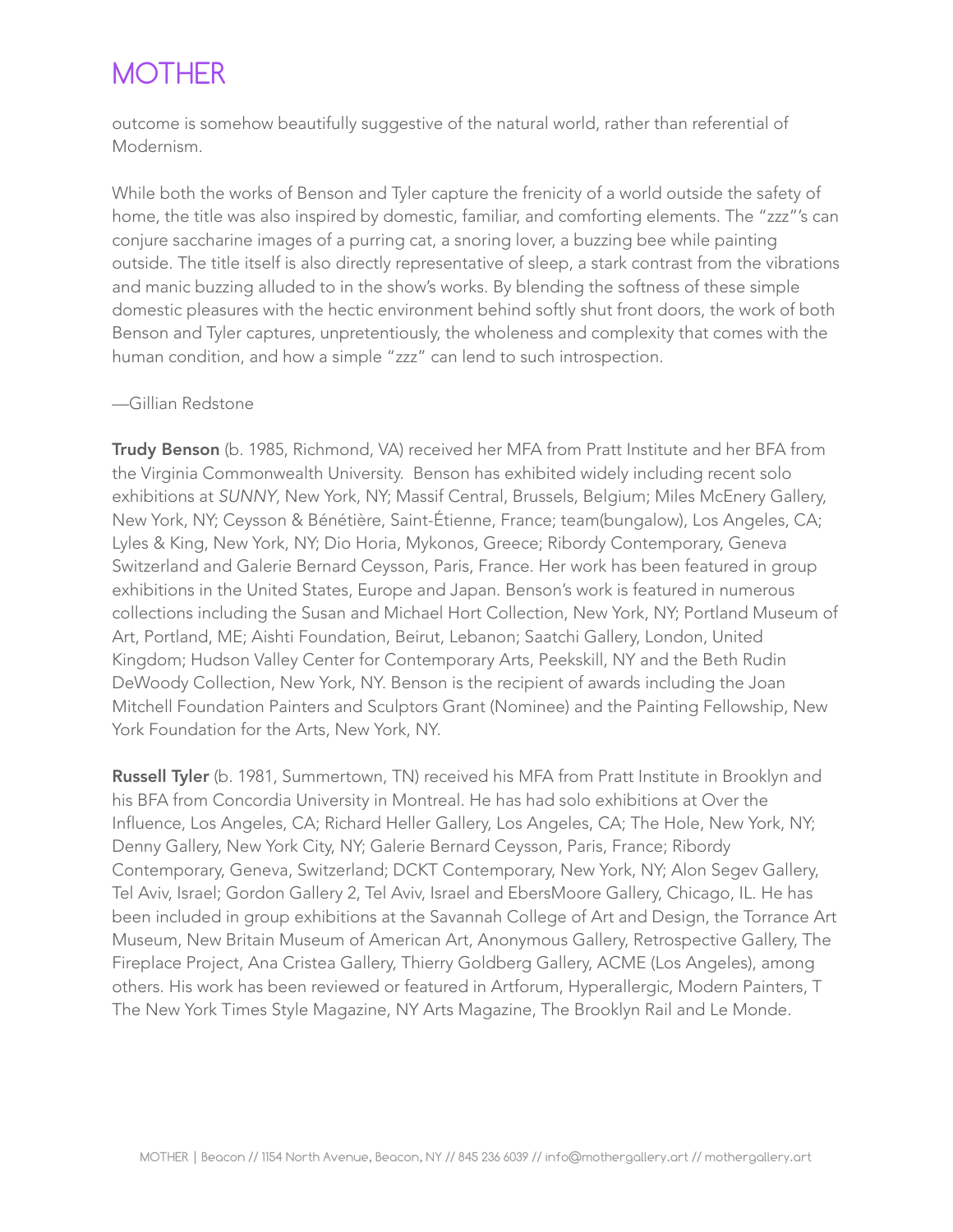outcome is somehow beautifully suggestive of the natural world, rather than referential of Modernism.

While both the works of Benson and Tyler capture the frenicity of a world outside the safety of home, the title was also inspired by domestic, familiar, and comforting elements. The "zzz"'s can conjure saccharine images of a purring cat, a snoring lover, a buzzing bee while painting outside. The title itself is also directly representative of sleep, a stark contrast from the vibrations and manic buzzing alluded to in the show's works. By blending the softness of these simple domestic pleasures with the hectic environment behind softly shut front doors, the work of both Benson and Tyler captures, unpretentiously, the wholeness and complexity that comes with the human condition, and how a simple "zzz" can lend to such introspection.

—Gillian Redstone

**Trudy Benson** (b. 1985, Richmond, VA) received her MFA from Pratt Institute and her BFA from the Virginia Commonwealth University. Benson has exhibited widely including recent solo exhibitions at *SUNNY*, New York, NY; Massif Central, Brussels, Belgium; Miles McEnery Gallery, New York, NY; Ceysson & Bénétière, Saint-Étienne, France; team(bungalow), Los Angeles, CA; Lyles & King, New York, NY; Dio Horia, Mykonos, Greece; Ribordy Contemporary, Geneva Switzerland and Galerie Bernard Ceysson, Paris, France. Her work has been featured in group exhibitions in the United States, Europe and Japan. Benson's work is featured in numerous collections including the Susan and Michael Hort Collection, New York, NY; Portland Museum of Art, Portland, ME; Aishti Foundation, Beirut, Lebanon; Saatchi Gallery, London, United Kingdom; Hudson Valley Center for Contemporary Arts, Peekskill, NY and the Beth Rudin DeWoody Collection, New York, NY. Benson is the recipient of awards including the Joan Mitchell Foundation Painters and Sculptors Grant (Nominee) and the Painting Fellowship, New York Foundation for the Arts, New York, NY.

**Russell Tyler** (b. 1981, Summertown, TN) received his MFA from Pratt Institute in Brooklyn and his BFA from Concordia University in Montreal. He has had solo exhibitions at Over the Influence, Los Angeles, CA; Richard Heller Gallery, Los Angeles, CA; The Hole, New York, NY; Denny Gallery, New York City, NY; Galerie Bernard Ceysson, Paris, France; Ribordy Contemporary, Geneva, Switzerland; DCKT Contemporary, New York, NY; Alon Segev Gallery, Tel Aviv, Israel; Gordon Gallery 2, Tel Aviv, Israel and EbersMoore Gallery, Chicago, IL. He has been included in group exhibitions at the Savannah College of Art and Design, the Torrance Art Museum, New Britain Museum of American Art, Anonymous Gallery, Retrospective Gallery, The Fireplace Project, Ana Cristea Gallery, Thierry Goldberg Gallery, ACME (Los Angeles), among others. His work has been reviewed or featured in Artforum, Hyperallergic, Modern Painters, T The New York Times Style Magazine, NY Arts Magazine, The Brooklyn Rail and Le Monde.